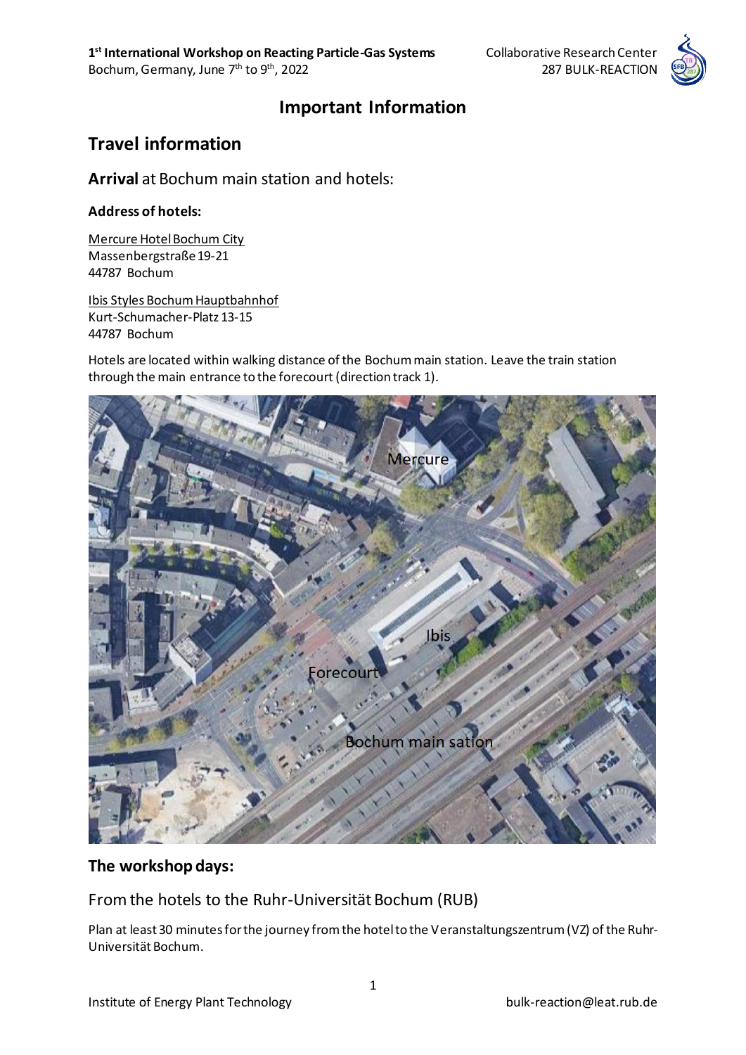# Important Information

## Travel information

**Arrival** at Bochum main station and hotels:

### Address of hotels:

Mercure Hotel Bochum City
Massenbergstraße 19-21
44787 Bochum

Ibis Styles Bochum Hauptbahnhof
Kurt-Schumacher-Platz 13-15
44787 Bochum

Hotels are located within walking distance of the Bochum main station. Leave the train station through the main entrance to the forecourt (direction track 1).

## The workshop days:

### From the hotels to the Ruhr-Universität Bochum (RUB)

Plan at least 30 minutes for the journey from the hotel to the Veranstaltungszentrum (VZ) of the Ruhr-Universität Bochum.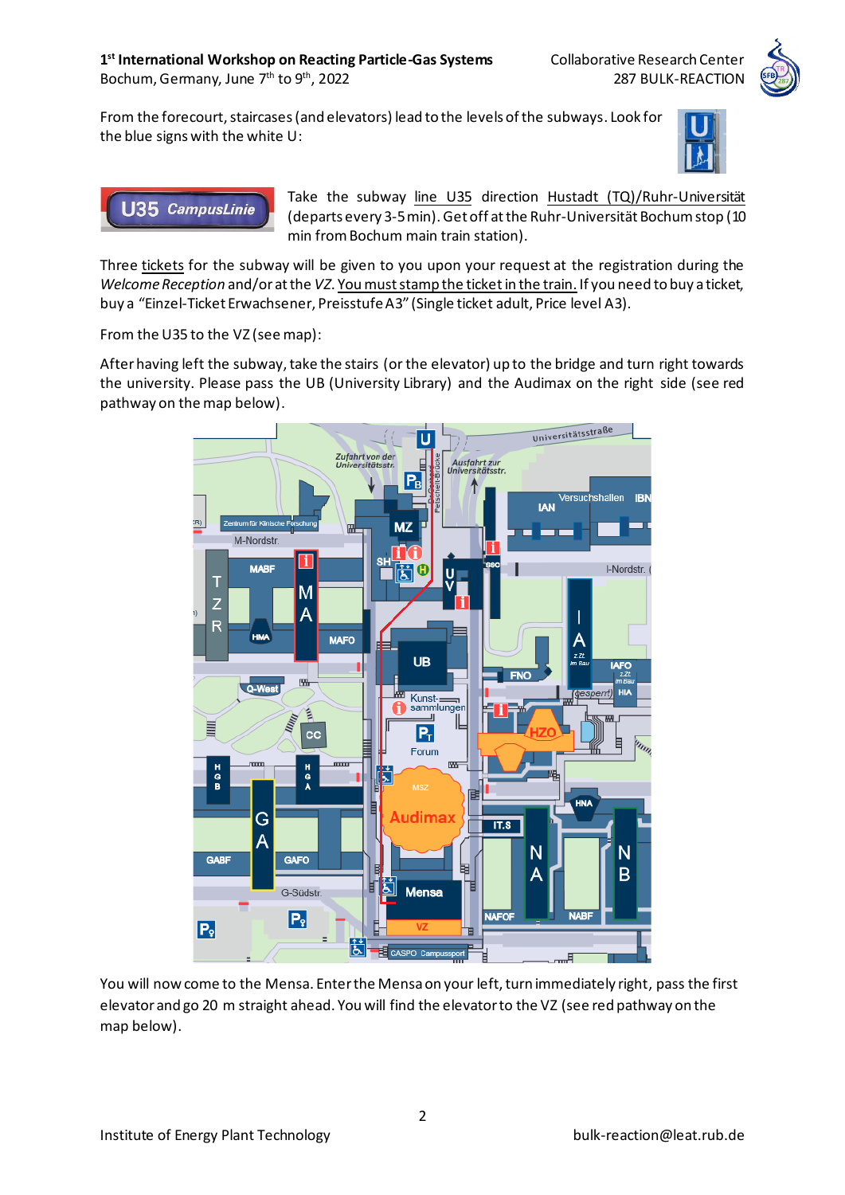From the forecourt, staircases (and elevators) lead to the levels of the subways. Look for the blue signs with the white U:

Take the subway line U35 direction Hustadt (TQ)/Ruhr-Universität (departs every 3-5 min). Get off at the Ruhr-Universität Bochum stop (10 min from Bochum main train station).

Three tickets for the subway will be given to you upon your request at the registration during the *Welcome Reception* and/or at the *VZ*. You must stamp the ticket in the train. If you need to buy a ticket, buy a "Einzel-Ticket Erwachsener, Preisstufe A3" (Single ticket adult, Price level A3).

From the U35 to the VZ (see map):

After having left the subway, take the stairs (or the elevator) up to the bridge and turn right towards the university. Please pass the UB (University Library) and the Audimax on the right side (see red pathway on the map below).

You will now come to the Mensa. Enter the Mensa on your left, turn immediately right, pass the first elevator and go 20 m straight ahead. You will find the elevator to the VZ (see red pathway on the map below).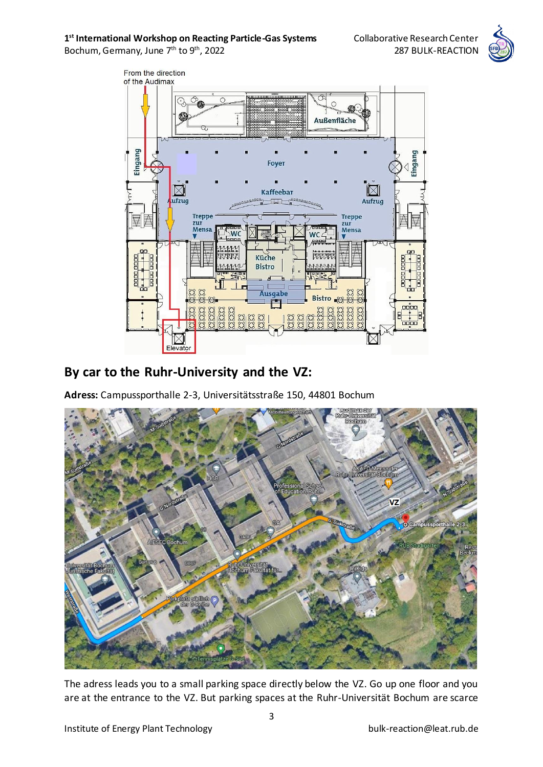## By car to the Ruhr-University and the VZ:

**Adress:** Campussporthalle 2-3, Universitätsstraße 150, 44801 Bochum

The adress leads you to a small parking space directly below the VZ. Go up one floor and you are at the entrance to the VZ. But parking spaces at the Ruhr-Universität Bochum are scarce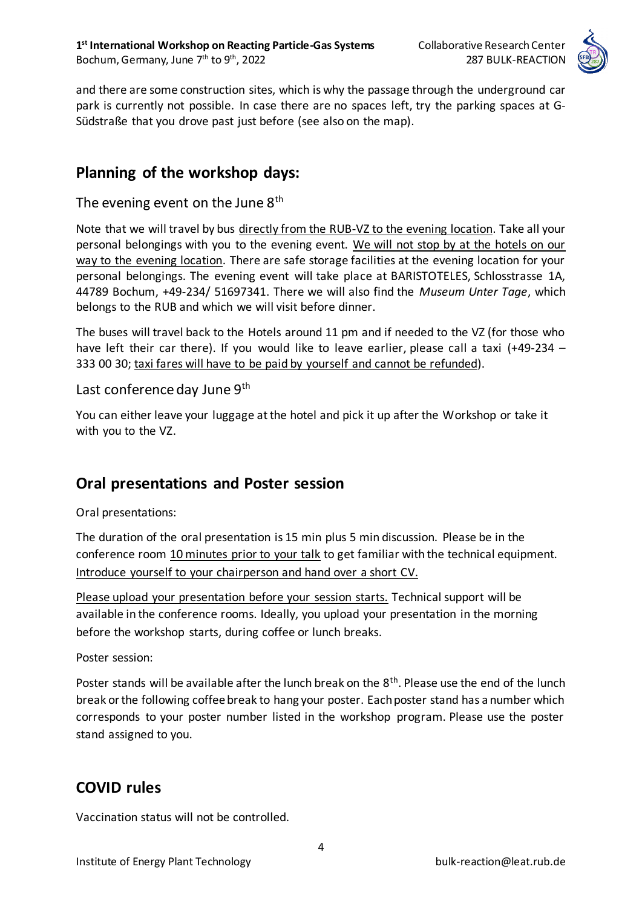and there are some construction sites, which is why the passage through the underground car park is currently not possible. In case there are no spaces left, try the parking spaces at G-Südstraße that you drove past just before (see also on the map).

## Planning of the workshop days:

### The evening event on the June 8th

Note that we will travel by bus directly from the RUB-VZ to the evening location. Take all your personal belongings with you to the evening event. We will not stop by at the hotels on our way to the evening location. There are safe storage facilities at the evening location for your personal belongings. The evening event will take place at BARISTOTELES, Schlosstrasse 1A, 44789 Bochum, +49-234/ 51697341. There we will also find the *Museum Unter Tage*, which belongs to the RUB and which we will visit before dinner.

The buses will travel back to the Hotels around 11 pm and if needed to the VZ (for those who have left their car there). If you would like to leave earlier, please call a taxi (+49-234 – 333 00 30; taxi fares will have to be paid by yourself and cannot be refunded).

### Last conference day June 9th

You can either leave your luggage at the hotel and pick it up after the Workshop or take it with you to the VZ.

## Oral presentations and Poster session

Oral presentations:

The duration of the oral presentation is 15 min plus 5 min discussion. Please be in the conference room 10 minutes prior to your talk to get familiar with the technical equipment. Introduce yourself to your chairperson and hand over a short CV.

Please upload your presentation before your session starts. Technical support will be available in the conference rooms. Ideally, you upload your presentation in the morning before the workshop starts, during coffee or lunch breaks.

Poster session:

Poster stands will be available after the lunch break on the 8th. Please use the end of the lunch break or the following coffee break to hang your poster. Each poster stand has a number which corresponds to your poster number listed in the workshop program. Please use the poster stand assigned to you.

## COVID rules

Vaccination status will not be controlled.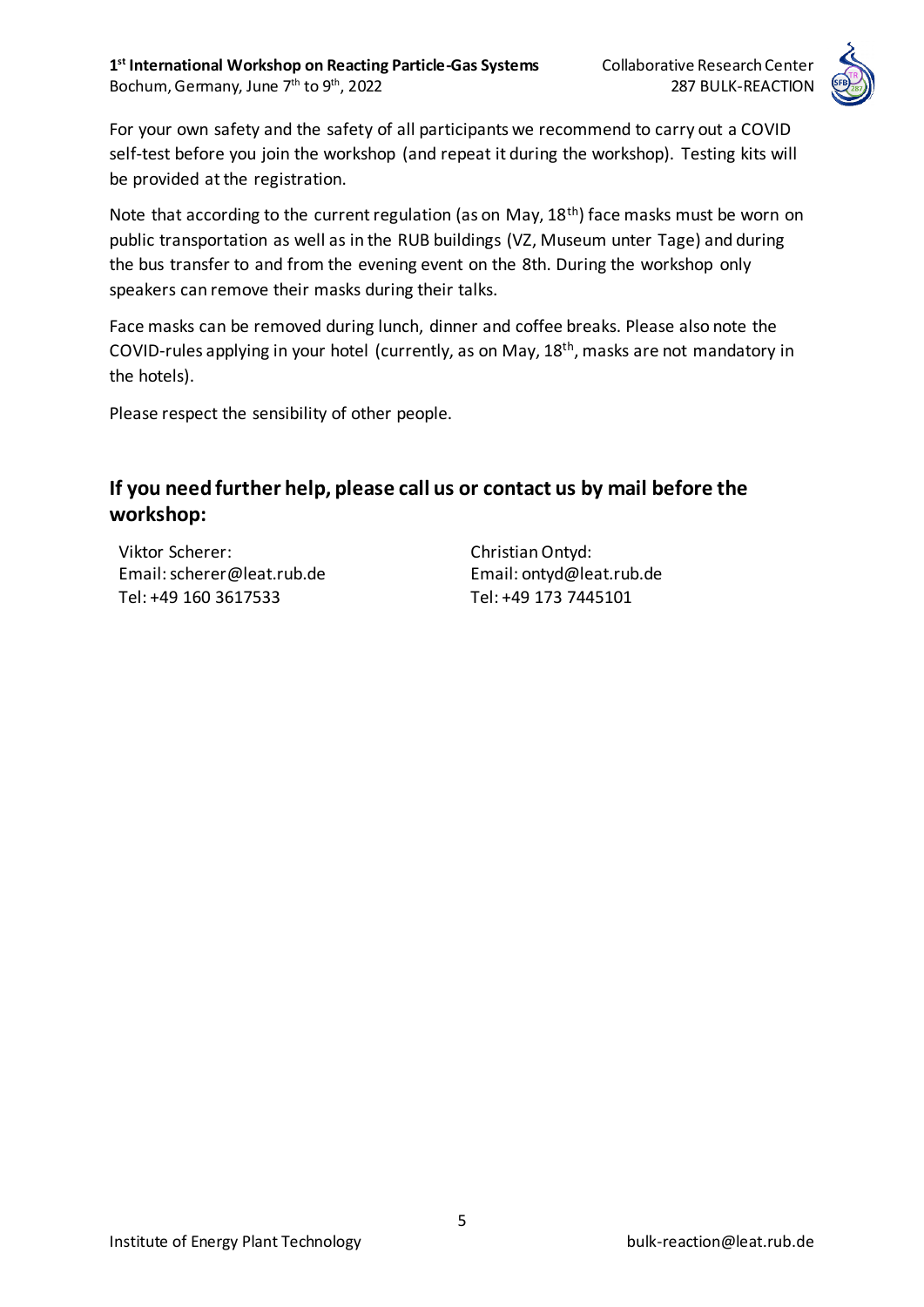For your own safety and the safety of all participants we recommend to carry out a COVID self-test before you join the workshop (and repeat it during the workshop). Testing kits will be provided at the registration.

Note that according to the current regulation (as on May, 18th) face masks must be worn on public transportation as well as in the RUB buildings (VZ, Museum unter Tage) and during the bus transfer to and from the evening event on the 8th. During the workshop only speakers can remove their masks during their talks.

Face masks can be removed during lunch, dinner and coffee breaks. Please also note the COVID-rules applying in your hotel (currently, as on May, 18th, masks are not mandatory in the hotels).

Please respect the sensibility of other people.

## If you need further help, please call us or contact us by mail before the workshop:

Viktor Scherer:
Email: scherer@leat.rub.de
Tel: +49 160 3617533

Christian Ontyd:
Email: ontyd@leat.rub.de
Tel: +49 173 7445101